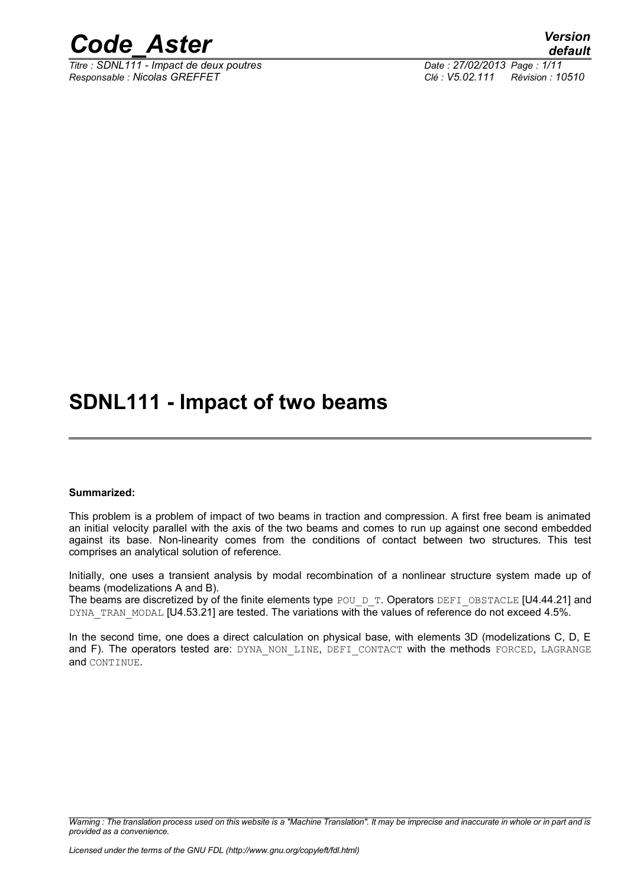# SDNL111 - Impact of two beams

**Summarized:**

This problem is a problem of impact of two beams in traction and compression. A first free beam is animated an initial velocity parallel with the axis of the two beams and comes to run up against one second embedded against its base. Non-linearity comes from the conditions of contact between two structures. This test comprises an analytical solution of reference.

Initially, one uses a transient analysis by modal recombination of a nonlinear structure system made up of beams (modelizations A and B).

The beams are discretized by of the finite elements type POU_D_T. Operators DEFI_OBSTACLE [U4.44.21] and DYNA_TRAN_MODAL [U4.53.21] are tested. The variations with the values of reference do not exceed 4.5%.

In the second time, one does a direct calculation on physical base, with elements 3D (modelizations C, D, E and F). The operators tested are: DYNA_NON_LINE, DEFI_CONTACT with the methods FORCED, LAGRANGE and CONTINUE.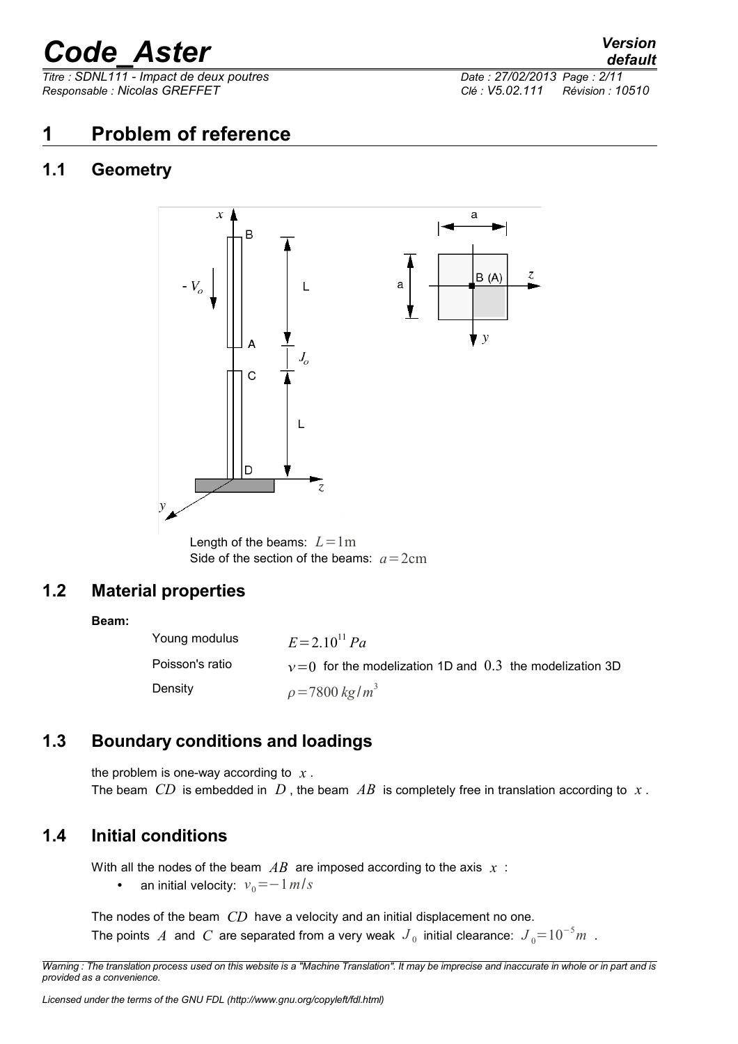# 1 Problem of reference

## 1.1 Geometry

Length of the beams: $L=1\text{m}$
Side of the section of the beams: $a=2\text{cm}$

## 1.2 Material properties

**Beam:**

| | |
|---|---|
| Young modulus | $E=2.10^{11}\,Pa$ |
| Poisson's ratio | $\nu=0$ for the modelization 1D and $0.3$ the modelization 3D |
| Density | $\rho=7800\,kg/m^3$ |

## 1.3 Boundary conditions and loadings

the problem is one-way according to $x$.
The beam $CD$ is embedded in $D$, the beam $AB$ is completely free in translation according to $x$.

## 1.4 Initial conditions

With all the nodes of the beam $AB$ are imposed according to the axis $x$ :

- an initial velocity: $v_0=-1\,m/s$

The nodes of the beam $CD$ have a velocity and an initial displacement no one.
The points $A$ and $C$ are separated from a very weak $J_0$ initial clearance: $J_0=10^{-5}m$ .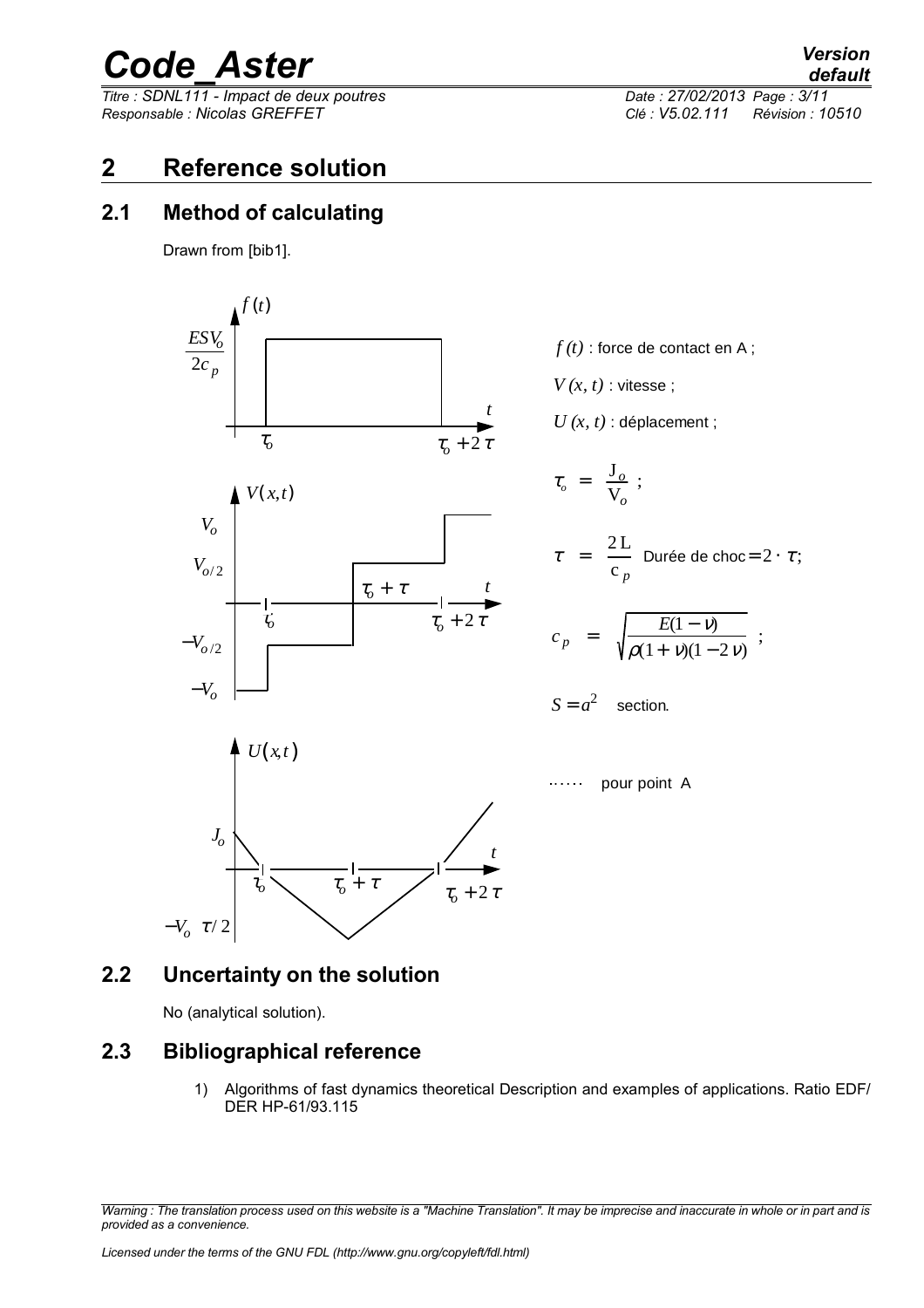# 2 Reference solution

## 2.1 Method of calculating

Drawn from [bib1].

$f(t)$ : force de contact en A ;

$V(x,t)$ : vitesse ;

$U(x,t)$ : déplacement ;

$$\tau_o = \frac{J_o}{V_o} ;$$

$$\tau = \frac{2L}{c_p} \text{ Durée de choc} = 2 \cdot \tau ;$$

$$c_p = \sqrt{\frac{E(1-\nu)}{\rho(1+\nu)(1-2\nu)}} ;$$

$S = a^2$ section.

…… pour point A

## 2.2 Uncertainty on the solution

No (analytical solution).

## 2.3 Bibliographical reference

1) Algorithms of fast dynamics theoretical Description and examples of applications. Ratio EDF/ DER HP-61/93.115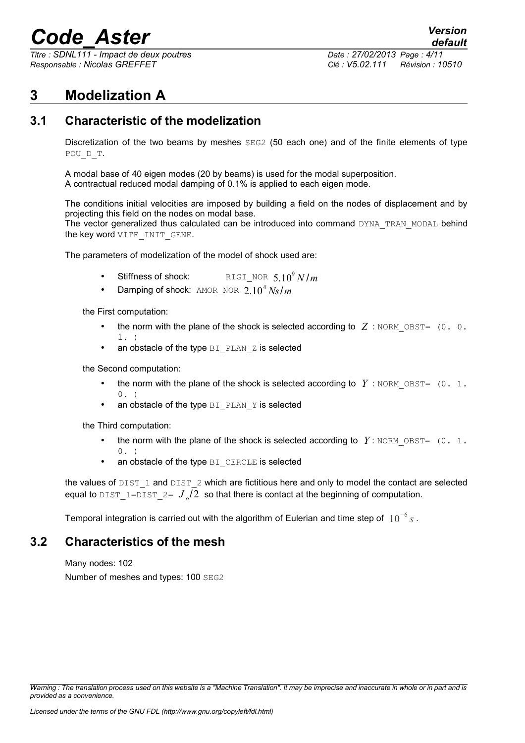# 3 Modelization A

## 3.1 Characteristic of the modelization

Discretization of the two beams by meshes SEG2 (50 each one) and of the finite elements of type POU_D_T.

A modal base of 40 eigen modes (20 by beams) is used for the modal superposition.
A contractual reduced modal damping of 0.1% is applied to each eigen mode.

The conditions initial velocities are imposed by building a field on the nodes of displacement and by projecting this field on the nodes on modal base.
The vector generalized thus calculated can be introduced into command DYNA_TRAN_MODAL behind the key word VITE_INIT_GENE.

The parameters of modelization of the model of shock used are:

- Stiffness of shock: RIGI_NOR $5.10^{9} N/m$
- Damping of shock: AMOR_NOR $2.10^{4} Ns/m$

the First computation:

- the norm with the plane of the shock is selected according to $Z$ : NORM_OBST= (0. 0. 1. )
- an obstacle of the type BI_PLAN_Z is selected

the Second computation:

- the norm with the plane of the shock is selected according to $Y$ : NORM_OBST= (0. 1. 0. )
- an obstacle of the type BI_PLAN_Y is selected

the Third computation:

- the norm with the plane of the shock is selected according to $Y$: NORM_OBST= (0. 1. 0. )
- an obstacle of the type BI_CERCLE is selected

the values of DIST_1 and DIST_2 which are fictitious here and only to model the contact are selected equal to DIST_1=DIST_2= $J_o/2$ so that there is contact at the beginning of computation.

Temporal integration is carried out with the algorithm of Eulerian and time step of $10^{-6} s$.

## 3.2 Characteristics of the mesh

Many nodes: 102

Number of meshes and types: 100 SEG2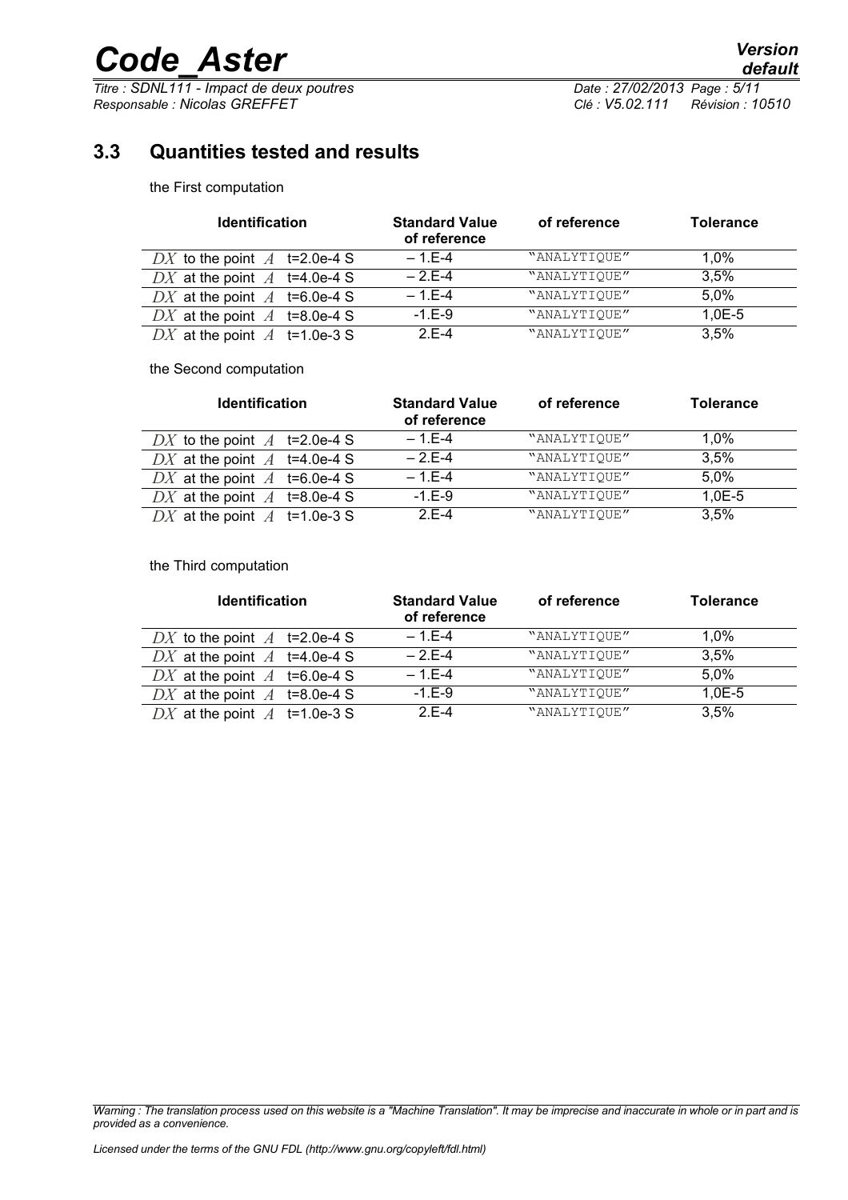## 3.3 Quantities tested and results

the First computation

| Identification | Standard Value of reference | of reference | Tolerance |
|---|---|---|---|
| $DX$ to the point $A$ t=2.0e-4 S | – 1.E-4 | "ANALYTIQUE" | 1,0% |
| $DX$ at the point $A$ t=4.0e-4 S | – 2.E-4 | "ANALYTIQUE" | 3,5% |
| $DX$ at the point $A$ t=6.0e-4 S | – 1.E-4 | "ANALYTIQUE" | 5,0% |
| $DX$ at the point $A$ t=8.0e-4 S | -1.E-9 | "ANALYTIQUE" | 1,0E-5 |
| $DX$ at the point $A$ t=1.0e-3 S | 2.E-4 | "ANALYTIQUE" | 3,5% |

the Second computation

| Identification | Standard Value of reference | of reference | Tolerance |
|---|---|---|---|
| $DX$ to the point $A$ t=2.0e-4 S | – 1.E-4 | "ANALYTIQUE" | 1,0% |
| $DX$ at the point $A$ t=4.0e-4 S | – 2.E-4 | "ANALYTIQUE" | 3,5% |
| $DX$ at the point $A$ t=6.0e-4 S | – 1.E-4 | "ANALYTIQUE" | 5,0% |
| $DX$ at the point $A$ t=8.0e-4 S | -1.E-9 | "ANALYTIQUE" | 1,0E-5 |
| $DX$ at the point $A$ t=1.0e-3 S | 2.E-4 | "ANALYTIQUE" | 3,5% |

the Third computation

| Identification | Standard Value of reference | of reference | Tolerance |
|---|---|---|---|
| $DX$ to the point $A$ t=2.0e-4 S | – 1.E-4 | "ANALYTIQUE" | 1,0% |
| $DX$ at the point $A$ t=4.0e-4 S | – 2.E-4 | "ANALYTIQUE" | 3,5% |
| $DX$ at the point $A$ t=6.0e-4 S | – 1.E-4 | "ANALYTIQUE" | 5,0% |
| $DX$ at the point $A$ t=8.0e-4 S | -1.E-9 | "ANALYTIQUE" | 1,0E-5 |
| $DX$ at the point $A$ t=1.0e-3 S | 2.E-4 | "ANALYTIQUE" | 3,5% |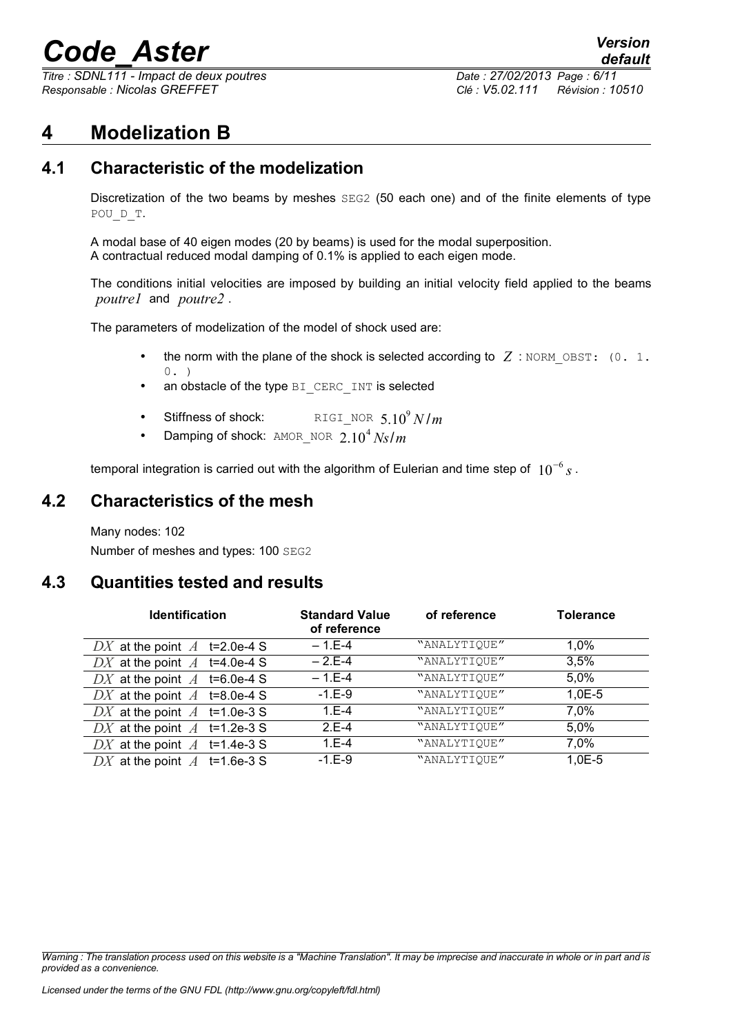# 4 Modelization B

## 4.1 Characteristic of the modelization

Discretization of the two beams by meshes SEG2 (50 each one) and of the finite elements of type POU_D_T.

A modal base of 40 eigen modes (20 by beams) is used for the modal superposition.
A contractual reduced modal damping of 0.1% is applied to each eigen mode.

The conditions initial velocities are imposed by building an initial velocity field applied to the beams *poutre1* and *poutre2* .

The parameters of modelization of the model of shock used are:

- the norm with the plane of the shock is selected according to $Z$ : NORM_OBST: (0. 1. 0. )
- an obstacle of the type BI_CERC_INT is selected
- Stiffness of shock: RIGI_NOR $5.10^{9}\,N/m$
- Damping of shock: AMOR_NOR $2.10^{4}\,Ns/m$

temporal integration is carried out with the algorithm of Eulerian and time step of $10^{-6}\,s$ .

## 4.2 Characteristics of the mesh

Many nodes: 102

Number of meshes and types: 100 SEG2

## 4.3 Quantities tested and results

| Identification | Standard Value of reference | of reference | Tolerance |
|---|---|---|---|
| $DX$ at the point $A$ t=2.0e-4 S | – 1.E-4 | "ANALYTIQUE" | 1,0% |
| $DX$ at the point $A$ t=4.0e-4 S | – 2.E-4 | "ANALYTIQUE" | 3,5% |
| $DX$ at the point $A$ t=6.0e-4 S | – 1.E-4 | "ANALYTIQUE" | 5,0% |
| $DX$ at the point $A$ t=8.0e-4 S | -1.E-9 | "ANALYTIQUE" | 1,0E-5 |
| $DX$ at the point $A$ t=1.0e-3 S | 1.E-4 | "ANALYTIQUE" | 7,0% |
| $DX$ at the point $A$ t=1.2e-3 S | 2.E-4 | "ANALYTIQUE" | 5,0% |
| $DX$ at the point $A$ t=1.4e-3 S | 1.E-4 | "ANALYTIQUE" | 7,0% |
| $DX$ at the point $A$ t=1.6e-3 S | -1.E-9 | "ANALYTIQUE" | 1,0E-5 |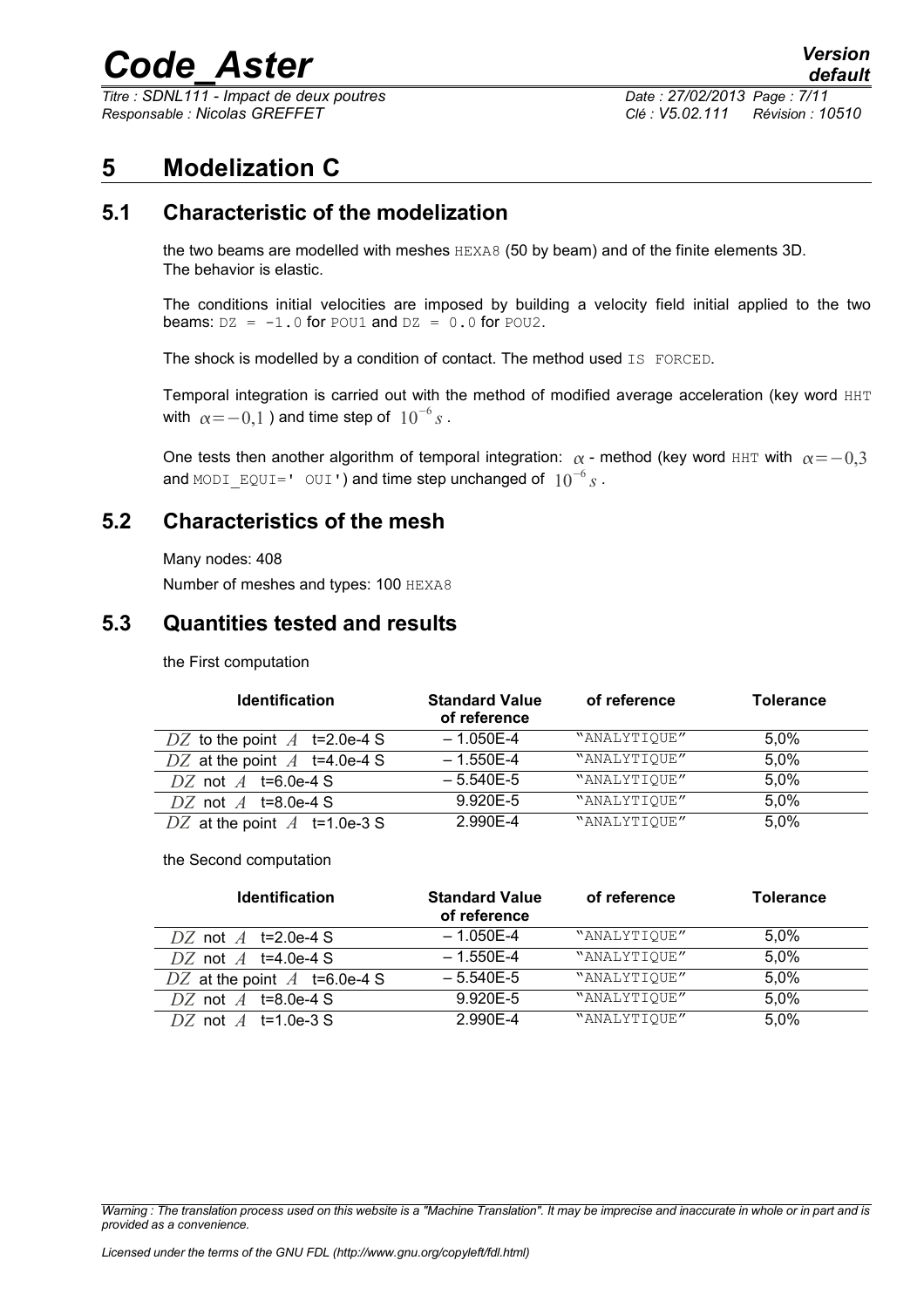# 5 Modelization C

## 5.1 Characteristic of the modelization

the two beams are modelled with meshes HEXA8 (50 by beam) and of the finite elements 3D. The behavior is elastic.

The conditions initial velocities are imposed by building a velocity field initial applied to the two beams: DZ = -1.0 for POU1 and DZ = 0.0 for POU2.

The shock is modelled by a condition of contact. The method used IS FORCED.

Temporal integration is carried out with the method of modified average acceleration (key word HHT with $\alpha=-0{,}1$ ) and time step of $10^{-6}s$ .

One tests then another algorithm of temporal integration: $\alpha$ - method (key word HHT with $\alpha=-0{,}3$ and MODI_EQUI=' OUI') and time step unchanged of $10^{-6}s$ .

## 5.2 Characteristics of the mesh

Many nodes: 408

Number of meshes and types: 100 HEXA8

## 5.3 Quantities tested and results

the First computation

| Identification | Standard Value of reference | of reference | Tolerance |
|---|---|---|---|
| $DZ$ to the point $A$ t=2.0e-4 S | – 1.050E-4 | "ANALYTIQUE" | 5,0% |
| $DZ$ at the point $A$ t=4.0e-4 S | – 1.550E-4 | "ANALYTIQUE" | 5,0% |
| $DZ$ not $A$ t=6.0e-4 S | – 5.540E-5 | "ANALYTIQUE" | 5,0% |
| $DZ$ not $A$ t=8.0e-4 S | 9.920E-5 | "ANALYTIQUE" | 5,0% |
| $DZ$ at the point $A$ t=1.0e-3 S | 2.990E-4 | "ANALYTIQUE" | 5,0% |

the Second computation

| Identification | Standard Value of reference | of reference | Tolerance |
|---|---|---|---|
| $DZ$ not $A$ t=2.0e-4 S | – 1.050E-4 | "ANALYTIQUE" | 5,0% |
| $DZ$ not $A$ t=4.0e-4 S | – 1.550E-4 | "ANALYTIQUE" | 5,0% |
| $DZ$ at the point $A$ t=6.0e-4 S | – 5.540E-5 | "ANALYTIQUE" | 5,0% |
| $DZ$ not $A$ t=8.0e-4 S | 9.920E-5 | "ANALYTIQUE" | 5,0% |
| $DZ$ not $A$ t=1.0e-3 S | 2.990E-4 | "ANALYTIQUE" | 5,0% |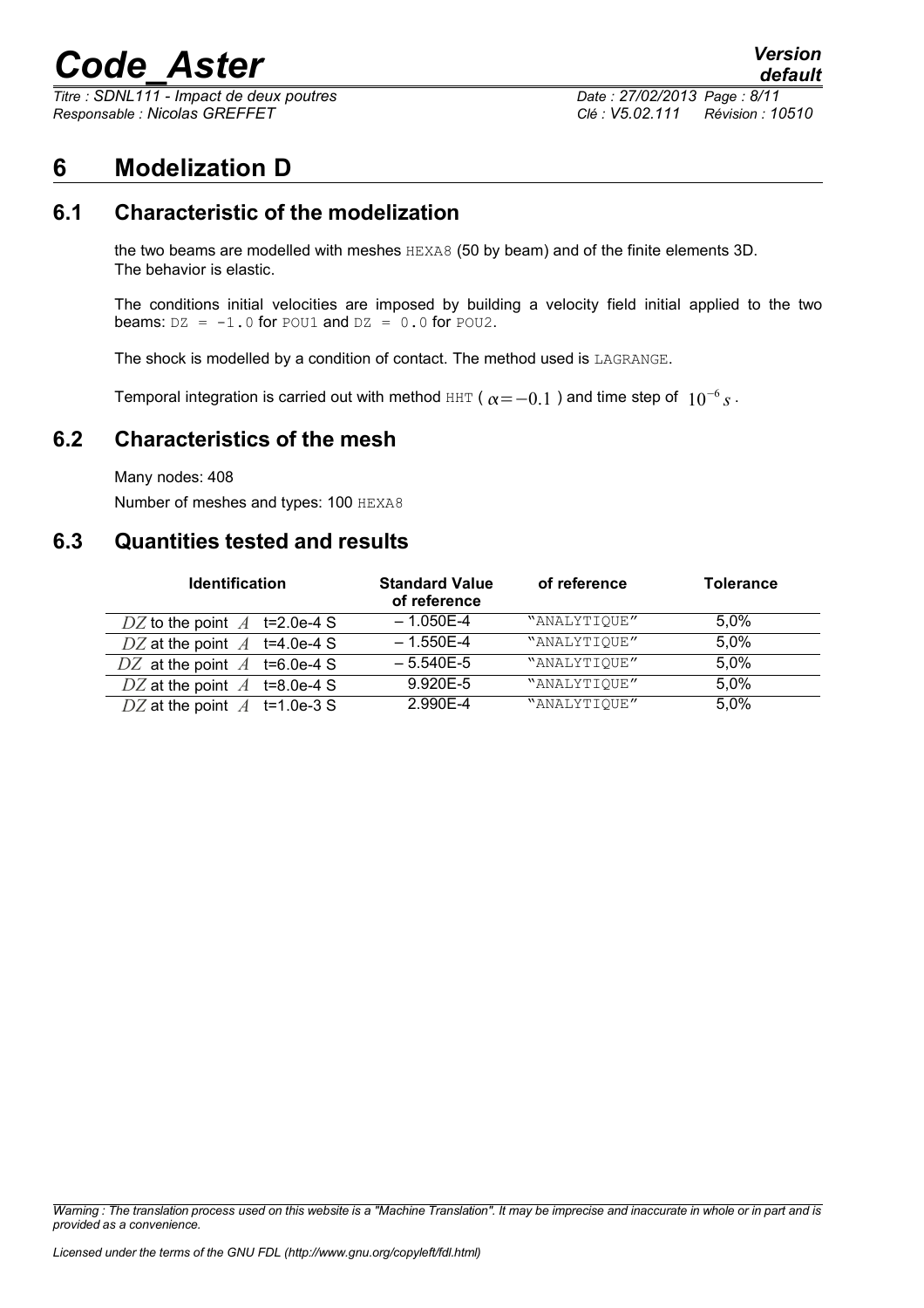# 6 Modelization D

## 6.1 Characteristic of the modelization

the two beams are modelled with meshes HEXA8 (50 by beam) and of the finite elements 3D. The behavior is elastic.

The conditions initial velocities are imposed by building a velocity field initial applied to the two beams: DZ = -1.0 for POU1 and DZ = 0.0 for POU2.

The shock is modelled by a condition of contact. The method used is LAGRANGE.

Temporal integration is carried out with method HHT ( $\alpha=-0.1$ ) and time step of $10^{-6} s$.

## 6.2 Characteristics of the mesh

Many nodes: 408

Number of meshes and types: 100 HEXA8

## 6.3 Quantities tested and results

| Identification | Standard Value of reference | of reference | Tolerance |
|---|---|---|---|
| $DZ$ to the point $A$ t=2.0e-4 S | – 1.050E-4 | "ANALYTIQUE" | 5,0% |
| $DZ$ at the point $A$ t=4.0e-4 S | – 1.550E-4 | "ANALYTIQUE" | 5,0% |
| $DZ$ at the point $A$ t=6.0e-4 S | – 5.540E-5 | "ANALYTIQUE" | 5,0% |
| $DZ$ at the point $A$ t=8.0e-4 S | 9.920E-5 | "ANALYTIQUE" | 5,0% |
| $DZ$ at the point $A$ t=1.0e-3 S | 2.990E-4 | "ANALYTIQUE" | 5,0% |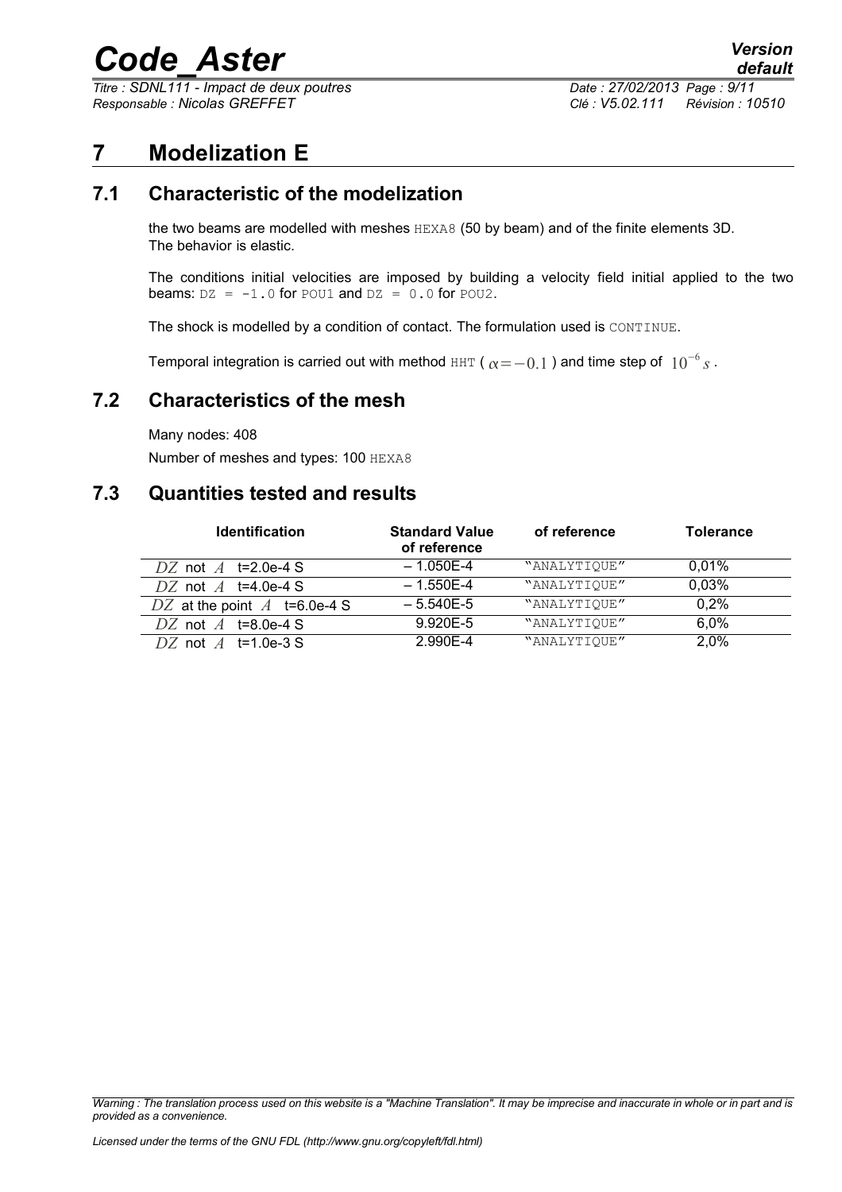# 7 Modelization E

## 7.1 Characteristic of the modelization

the two beams are modelled with meshes HEXA8 (50 by beam) and of the finite elements 3D. The behavior is elastic.

The conditions initial velocities are imposed by building a velocity field initial applied to the two beams: DZ = -1.0 for POU1 and DZ = 0.0 for POU2.

The shock is modelled by a condition of contact. The formulation used is CONTINUE.

Temporal integration is carried out with method HHT ( $\alpha=-0.1$ ) and time step of $10^{-6} s$ .

## 7.2 Characteristics of the mesh

Many nodes: 408

Number of meshes and types: 100 HEXA8

## 7.3 Quantities tested and results

| Identification | Standard Value of reference | of reference | Tolerance |
|---|---|---|---|
| $DZ$ not $A$ t=2.0e-4 S | – 1.050E-4 | "ANALYTIQUE" | 0,01% |
| $DZ$ not $A$ t=4.0e-4 S | – 1.550E-4 | "ANALYTIQUE" | 0,03% |
| $DZ$ at the point $A$ t=6.0e-4 S | – 5.540E-5 | "ANALYTIQUE" | 0,2% |
| $DZ$ not $A$ t=8.0e-4 S | 9.920E-5 | "ANALYTIQUE" | 6,0% |
| $DZ$ not $A$ t=1.0e-3 S | 2.990E-4 | "ANALYTIQUE" | 2,0% |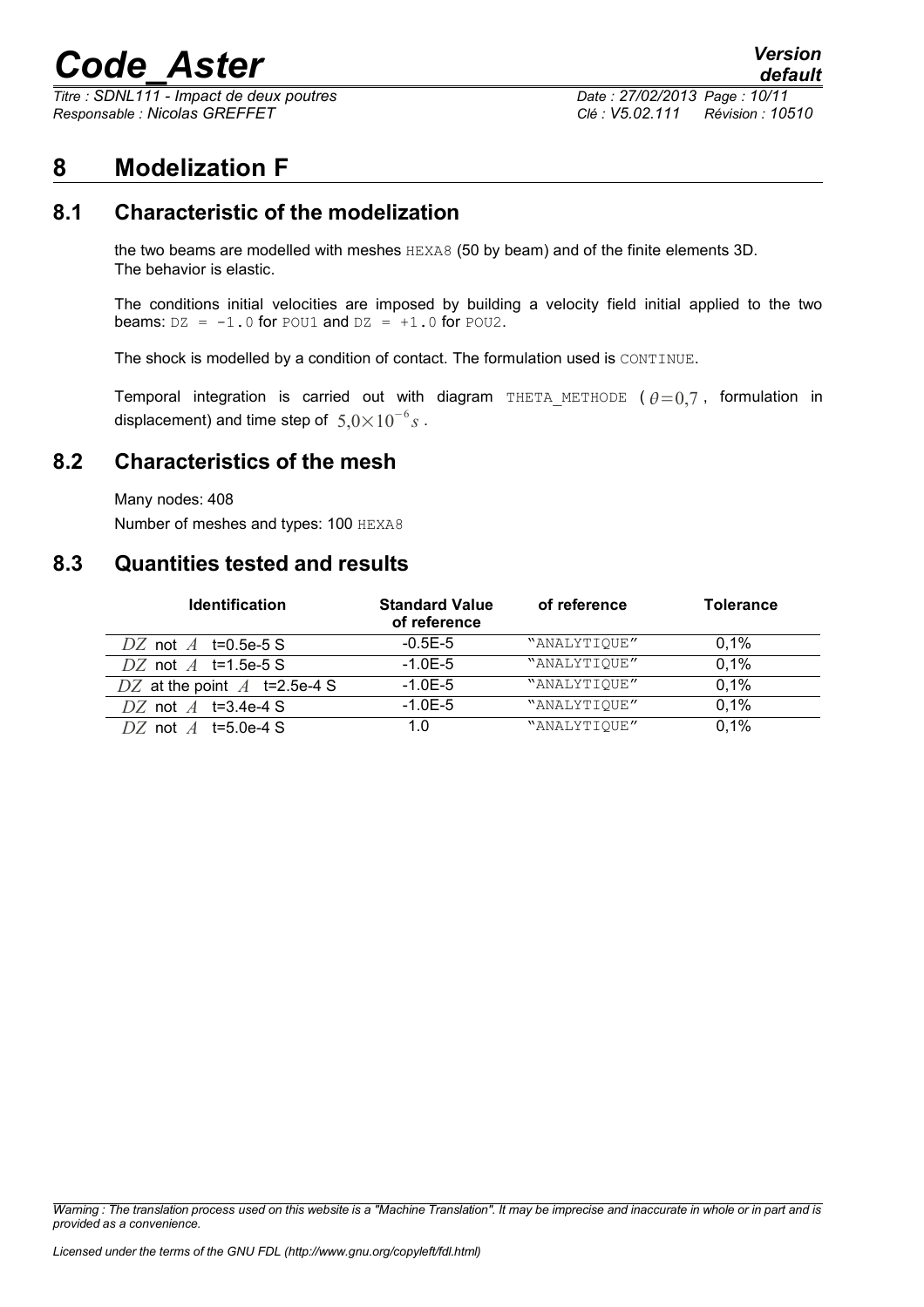# 8 Modelization F

## 8.1 Characteristic of the modelization

the two beams are modelled with meshes HEXA8 (50 by beam) and of the finite elements 3D. The behavior is elastic.

The conditions initial velocities are imposed by building a velocity field initial applied to the two beams: DZ = -1.0 for POU1 and DZ = +1.0 for POU2.

The shock is modelled by a condition of contact. The formulation used is CONTINUE.

Temporal integration is carried out with diagram THETA_METHODE ( $\theta=0,7$ , formulation in displacement) and time step of $5,0\times10^{-6}s$ .

## 8.2 Characteristics of the mesh

Many nodes: 408

Number of meshes and types: 100 HEXA8

## 8.3 Quantities tested and results

| Identification | Standard Value of reference | of reference | Tolerance |
|---|---|---|---|
| $DZ$ not $A$ t=0.5e-5 S | -0.5E-5 | "ANALYTIQUE" | 0,1% |
| $DZ$ not $A$ t=1.5e-5 S | -1.0E-5 | "ANALYTIQUE" | 0,1% |
| $DZ$ at the point $A$ t=2.5e-4 S | -1.0E-5 | "ANALYTIQUE" | 0,1% |
| $DZ$ not $A$ t=3.4e-4 S | -1.0E-5 | "ANALYTIQUE" | 0,1% |
| $DZ$ not $A$ t=5.0e-4 S | 1.0 | "ANALYTIQUE" | 0,1% |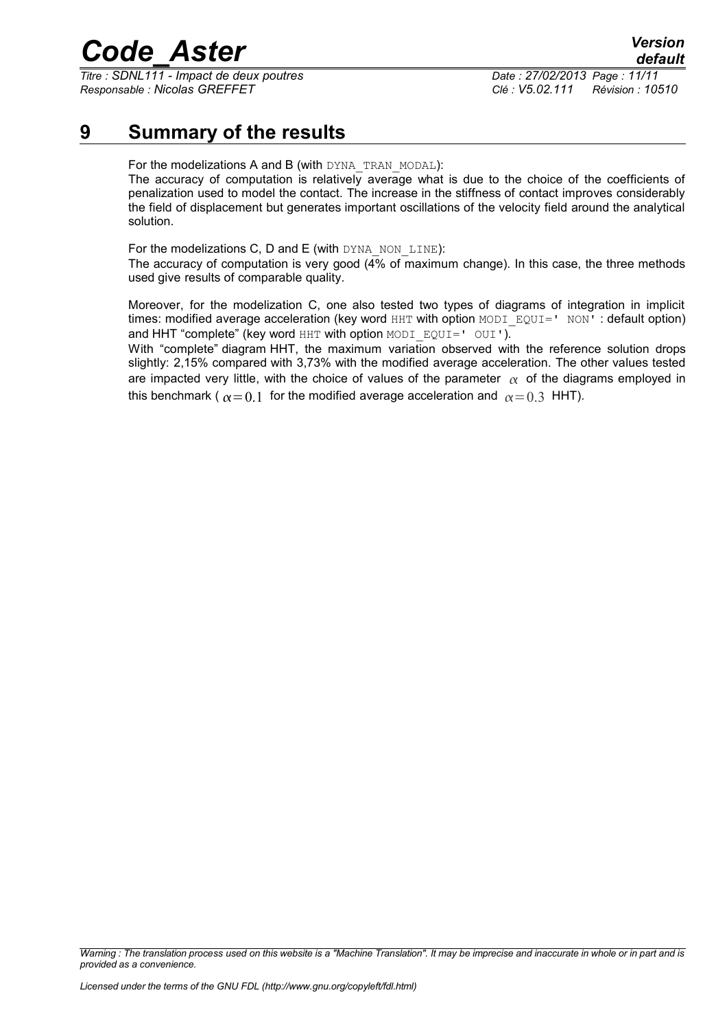# 9 Summary of the results

For the modelizations A and B (with DYNA_TRAN_MODAL):
The accuracy of computation is relatively average what is due to the choice of the coefficients of penalization used to model the contact. The increase in the stiffness of contact improves considerably the field of displacement but generates important oscillations of the velocity field around the analytical solution.

For the modelizations C, D and E (with DYNA_NON_LINE):
The accuracy of computation is very good (4% of maximum change). In this case, the three methods used give results of comparable quality.

Moreover, for the modelization C, one also tested two types of diagrams of integration in implicit times: modified average acceleration (key word HHT with option MODI_EQUI=' NON' : default option) and HHT "complete" (key word HHT with option MODI_EQUI=' OUI').
With "complete" diagram HHT, the maximum variation observed with the reference solution drops slightly: 2,15% compared with 3,73% with the modified average acceleration. The other values tested are impacted very little, with the choice of values of the parameter $\alpha$ of the diagrams employed in this benchmark ( $\alpha=0.1$ for the modified average acceleration and $\alpha=0.3$ HHT).